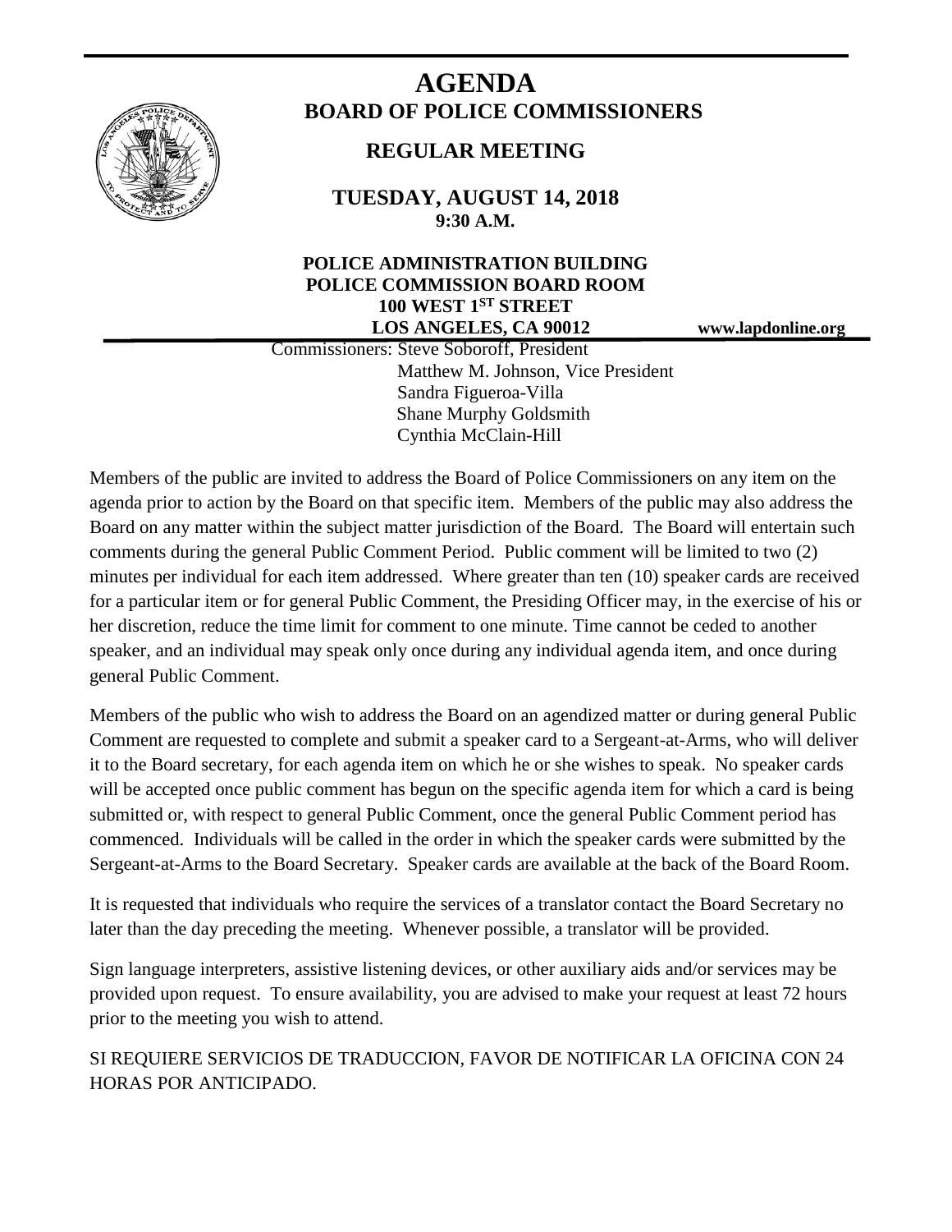# AGENDA

## BOARD OF POLICE COMMISSIONERS

### REGULAR MEETING

**TUESDAY, AUGUST 14, 2018**
**9:30 A.M.**

**POLICE ADMINISTRATION BUILDING**
**POLICE COMMISSION BOARD ROOM**
**100 WEST 1ST STREET**
**LOS ANGELES, CA 90012**

**www.lapdonline.org**

Commissioners: Steve Soboroff, President
Matthew M. Johnson, Vice President
Sandra Figueroa-Villa
Shane Murphy Goldsmith
Cynthia McClain-Hill

Members of the public are invited to address the Board of Police Commissioners on any item on the agenda prior to action by the Board on that specific item. Members of the public may also address the Board on any matter within the subject matter jurisdiction of the Board. The Board will entertain such comments during the general Public Comment Period. Public comment will be limited to two (2) minutes per individual for each item addressed. Where greater than ten (10) speaker cards are received for a particular item or for general Public Comment, the Presiding Officer may, in the exercise of his or her discretion, reduce the time limit for comment to one minute. Time cannot be ceded to another speaker, and an individual may speak only once during any individual agenda item, and once during general Public Comment.

Members of the public who wish to address the Board on an agendized matter or during general Public Comment are requested to complete and submit a speaker card to a Sergeant-at-Arms, who will deliver it to the Board secretary, for each agenda item on which he or she wishes to speak. No speaker cards will be accepted once public comment has begun on the specific agenda item for which a card is being submitted or, with respect to general Public Comment, once the general Public Comment period has commenced. Individuals will be called in the order in which the speaker cards were submitted by the Sergeant-at-Arms to the Board Secretary. Speaker cards are available at the back of the Board Room.

It is requested that individuals who require the services of a translator contact the Board Secretary no later than the day preceding the meeting. Whenever possible, a translator will be provided.

Sign language interpreters, assistive listening devices, or other auxiliary aids and/or services may be provided upon request. To ensure availability, you are advised to make your request at least 72 hours prior to the meeting you wish to attend.

SI REQUIERE SERVICIOS DE TRADUCCION, FAVOR DE NOTIFICAR LA OFICINA CON 24 HORAS POR ANTICIPADO.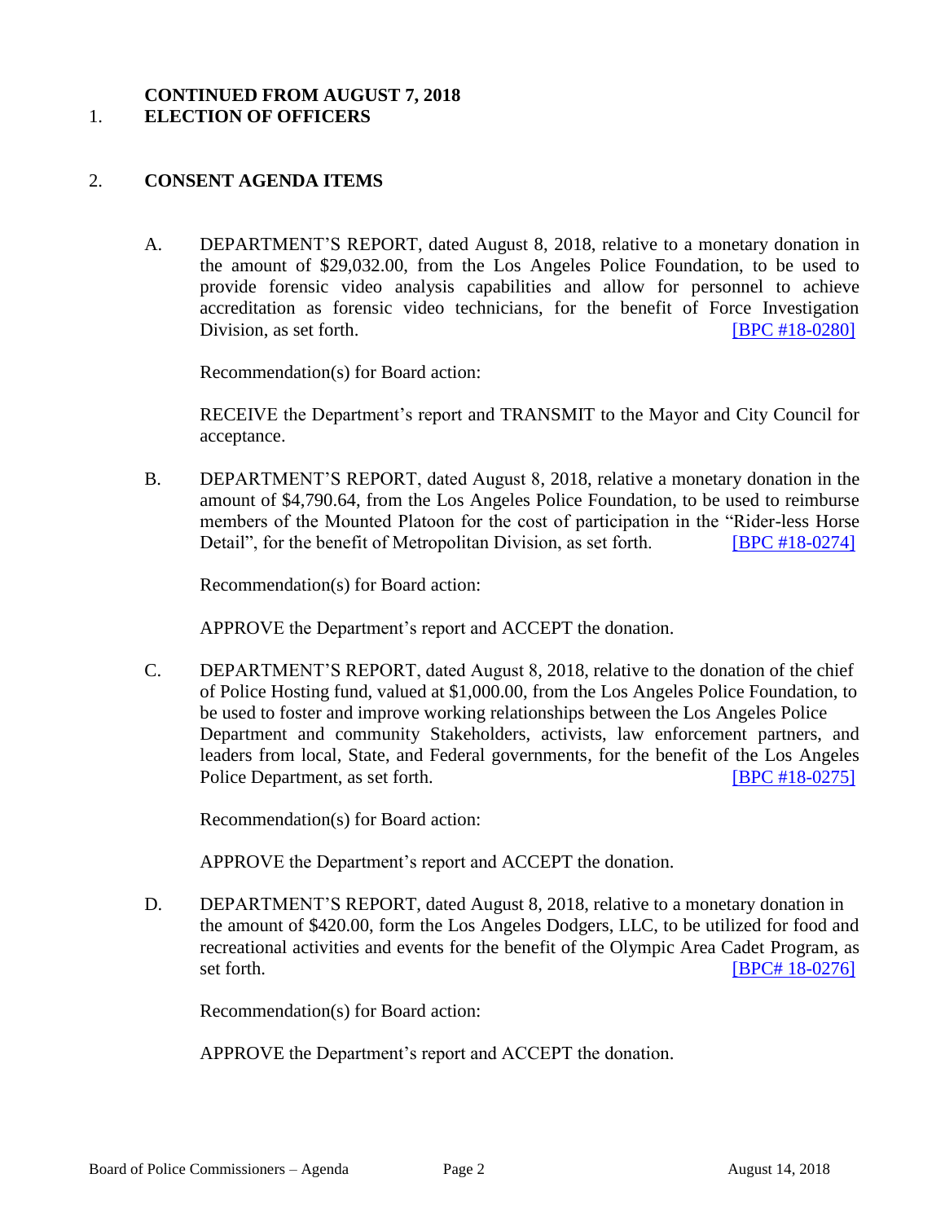**CONTINUED FROM AUGUST 7, 2018**

1. **ELECTION OF OFFICERS**

2. **CONSENT AGENDA ITEMS**

   A. DEPARTMENT'S REPORT, dated August 8, 2018, relative to a monetary donation in the amount of $29,032.00, from the Los Angeles Police Foundation, to be used to provide forensic video analysis capabilities and allow for personnel to achieve accreditation as forensic video technicians, for the benefit of Force Investigation Division, as set forth. [BPC #18-0280]

      Recommendation(s) for Board action:

      RECEIVE the Department's report and TRANSMIT to the Mayor and City Council for acceptance.

   B. DEPARTMENT'S REPORT, dated August 8, 2018, relative a monetary donation in the amount of $4,790.64, from the Los Angeles Police Foundation, to be used to reimburse members of the Mounted Platoon for the cost of participation in the "Rider-less Horse Detail", for the benefit of Metropolitan Division, as set forth. [BPC #18-0274]

      Recommendation(s) for Board action:

      APPROVE the Department's report and ACCEPT the donation.

   C. DEPARTMENT'S REPORT, dated August 8, 2018, relative to the donation of the chief of Police Hosting fund, valued at $1,000.00, from the Los Angeles Police Foundation, to be used to foster and improve working relationships between the Los Angeles Police Department and community Stakeholders, activists, law enforcement partners, and leaders from local, State, and Federal governments, for the benefit of the Los Angeles Police Department, as set forth. [BPC #18-0275]

      Recommendation(s) for Board action:

      APPROVE the Department's report and ACCEPT the donation.

   D. DEPARTMENT'S REPORT, dated August 8, 2018, relative to a monetary donation in the amount of $420.00, form the Los Angeles Dodgers, LLC, to be utilized for food and recreational activities and events for the benefit of the Olympic Area Cadet Program, as set forth. [BPC# 18-0276]

      Recommendation(s) for Board action:

      APPROVE the Department's report and ACCEPT the donation.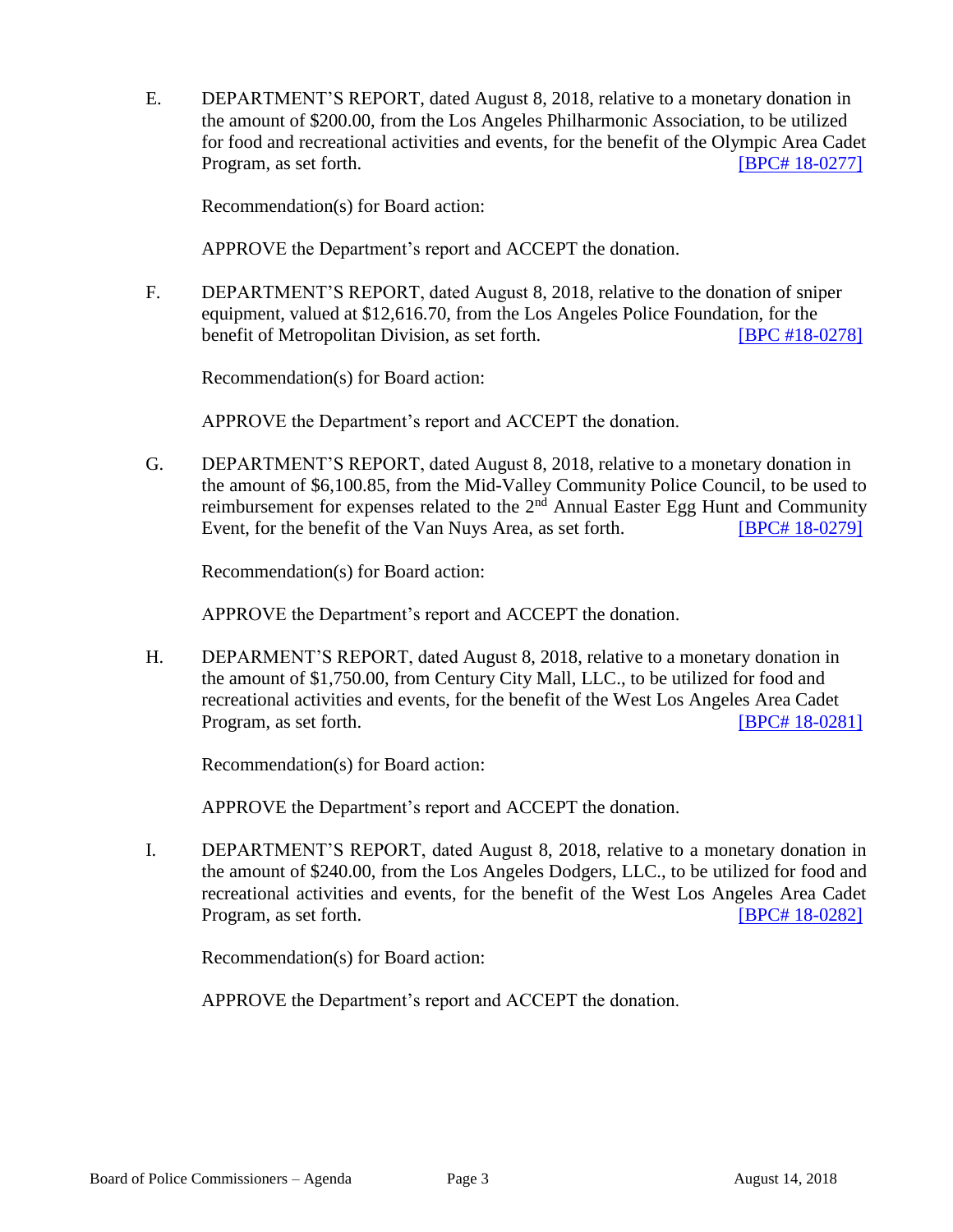E. DEPARTMENT'S REPORT, dated August 8, 2018, relative to a monetary donation in the amount of $200.00, from the Los Angeles Philharmonic Association, to be utilized for food and recreational activities and events, for the benefit of the Olympic Area Cadet Program, as set forth. [BPC# 18-0277]

Recommendation(s) for Board action:

APPROVE the Department's report and ACCEPT the donation.

F. DEPARTMENT'S REPORT, dated August 8, 2018, relative to the donation of sniper equipment, valued at $12,616.70, from the Los Angeles Police Foundation, for the benefit of Metropolitan Division, as set forth. [BPC #18-0278]

Recommendation(s) for Board action:

APPROVE the Department's report and ACCEPT the donation.

G. DEPARTMENT'S REPORT, dated August 8, 2018, relative to a monetary donation in the amount of $6,100.85, from the Mid-Valley Community Police Council, to be used to reimbursement for expenses related to the 2nd Annual Easter Egg Hunt and Community Event, for the benefit of the Van Nuys Area, as set forth. [BPC# 18-0279]

Recommendation(s) for Board action:

APPROVE the Department's report and ACCEPT the donation.

H. DEPARMENT'S REPORT, dated August 8, 2018, relative to a monetary donation in the amount of $1,750.00, from Century City Mall, LLC., to be utilized for food and recreational activities and events, for the benefit of the West Los Angeles Area Cadet Program, as set forth. [BPC# 18-0281]

Recommendation(s) for Board action:

APPROVE the Department's report and ACCEPT the donation.

I. DEPARTMENT'S REPORT, dated August 8, 2018, relative to a monetary donation in the amount of $240.00, from the Los Angeles Dodgers, LLC., to be utilized for food and recreational activities and events, for the benefit of the West Los Angeles Area Cadet Program, as set forth. [BPC# 18-0282]

Recommendation(s) for Board action:

APPROVE the Department's report and ACCEPT the donation.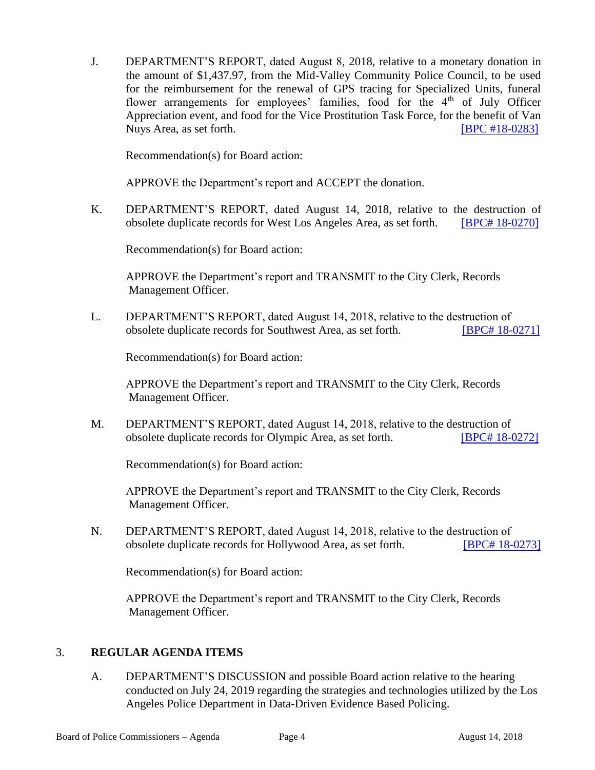J. DEPARTMENT'S REPORT, dated August 8, 2018, relative to a monetary donation in the amount of $1,437.97, from the Mid-Valley Community Police Council, to be used for the reimbursement for the renewal of GPS tracing for Specialized Units, funeral flower arrangements for employees' families, food for the 4th of July Officer Appreciation event, and food for the Vice Prostitution Task Force, for the benefit of Van Nuys Area, as set forth. [BPC #18-0283]

Recommendation(s) for Board action:

APPROVE the Department's report and ACCEPT the donation.

K. DEPARTMENT'S REPORT, dated August 14, 2018, relative to the destruction of obsolete duplicate records for West Los Angeles Area, as set forth. [BPC# 18-0270]

Recommendation(s) for Board action:

APPROVE the Department's report and TRANSMIT to the City Clerk, Records Management Officer.

L. DEPARTMENT'S REPORT, dated August 14, 2018, relative to the destruction of obsolete duplicate records for Southwest Area, as set forth. [BPC# 18-0271]

Recommendation(s) for Board action:

APPROVE the Department's report and TRANSMIT to the City Clerk, Records Management Officer.

M. DEPARTMENT'S REPORT, dated August 14, 2018, relative to the destruction of obsolete duplicate records for Olympic Area, as set forth. [BPC# 18-0272]

Recommendation(s) for Board action:

APPROVE the Department's report and TRANSMIT to the City Clerk, Records Management Officer.

N. DEPARTMENT'S REPORT, dated August 14, 2018, relative to the destruction of obsolete duplicate records for Hollywood Area, as set forth. [BPC# 18-0273]

Recommendation(s) for Board action:

APPROVE the Department's report and TRANSMIT to the City Clerk, Records Management Officer.

## 3. REGULAR AGENDA ITEMS

A. DEPARTMENT'S DISCUSSION and possible Board action relative to the hearing conducted on July 24, 2019 regarding the strategies and technologies utilized by the Los Angeles Police Department in Data-Driven Evidence Based Policing.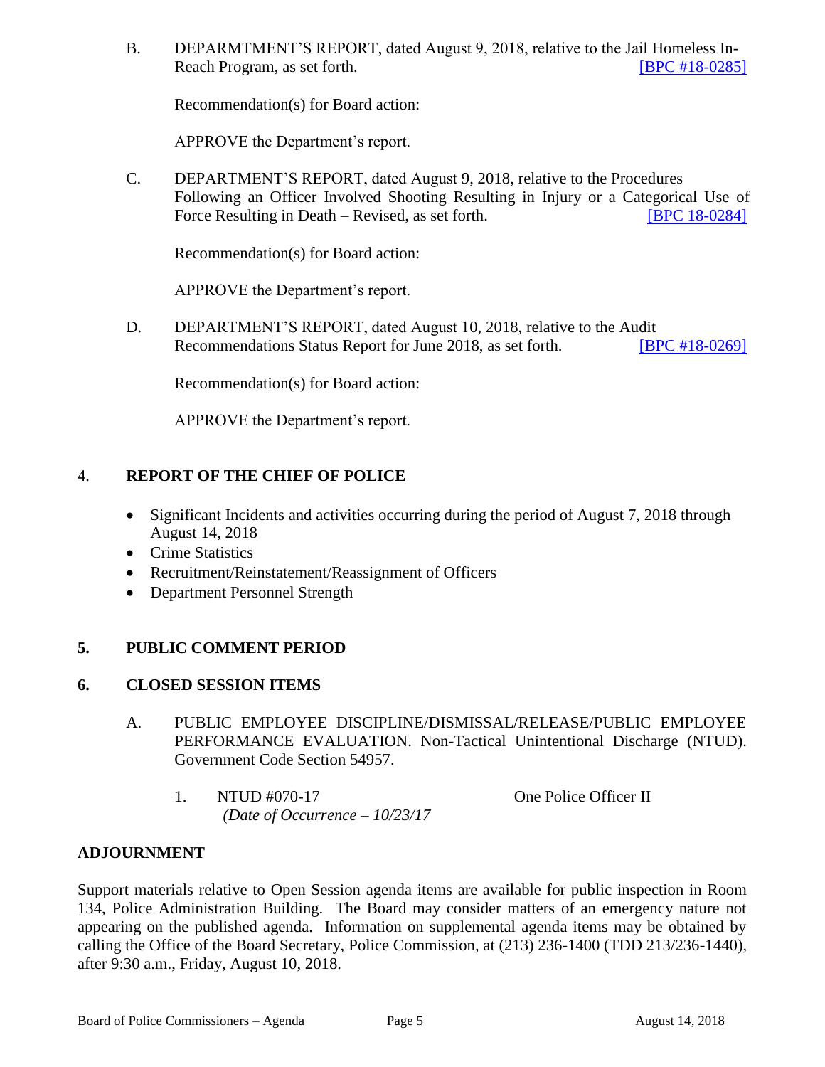B. DEPARMTMENT'S REPORT, dated August 9, 2018, relative to the Jail Homeless In-Reach Program, as set forth. [BPC #18-0285]

Recommendation(s) for Board action:

APPROVE the Department's report.

C. DEPARTMENT'S REPORT, dated August 9, 2018, relative to the Procedures Following an Officer Involved Shooting Resulting in Injury or a Categorical Use of Force Resulting in Death – Revised, as set forth. [BPC 18-0284]

Recommendation(s) for Board action:

APPROVE the Department's report.

D. DEPARTMENT'S REPORT, dated August 10, 2018, relative to the Audit Recommendations Status Report for June 2018, as set forth. [BPC #18-0269]

Recommendation(s) for Board action:

APPROVE the Department's report.

## 4. REPORT OF THE CHIEF OF POLICE

- Significant Incidents and activities occurring during the period of August 7, 2018 through August 14, 2018
- Crime Statistics
- Recruitment/Reinstatement/Reassignment of Officers
- Department Personnel Strength

## 5. PUBLIC COMMENT PERIOD

## 6. CLOSED SESSION ITEMS

A. PUBLIC EMPLOYEE DISCIPLINE/DISMISSAL/RELEASE/PUBLIC EMPLOYEE PERFORMANCE EVALUATION. Non-Tactical Unintentional Discharge (NTUD). Government Code Section 54957.

1. NTUD #070-17 — One Police Officer II
   *(Date of Occurrence – 10/23/17*

## ADJOURNMENT

Support materials relative to Open Session agenda items are available for public inspection in Room 134, Police Administration Building. The Board may consider matters of an emergency nature not appearing on the published agenda. Information on supplemental agenda items may be obtained by calling the Office of the Board Secretary, Police Commission, at (213) 236-1400 (TDD 213/236-1440), after 9:30 a.m., Friday, August 10, 2018.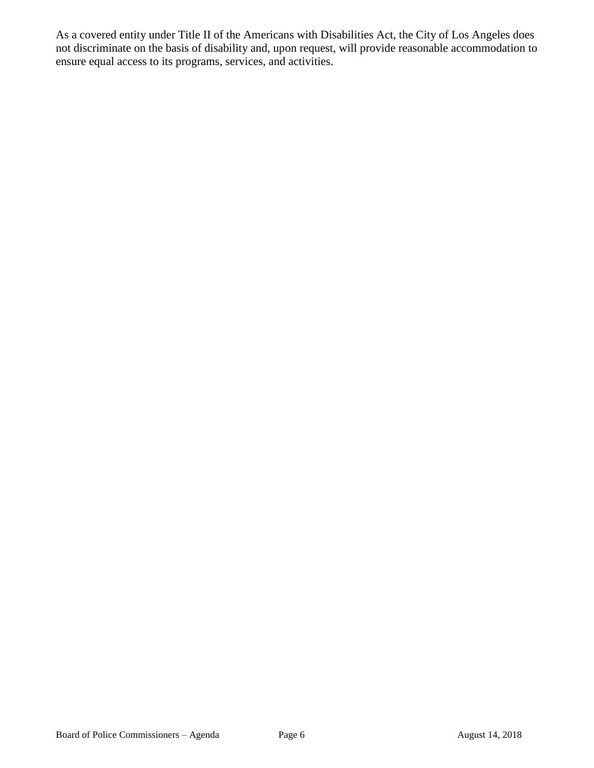As a covered entity under Title II of the Americans with Disabilities Act, the City of Los Angeles does not discriminate on the basis of disability and, upon request, will provide reasonable accommodation to ensure equal access to its programs, services, and activities.